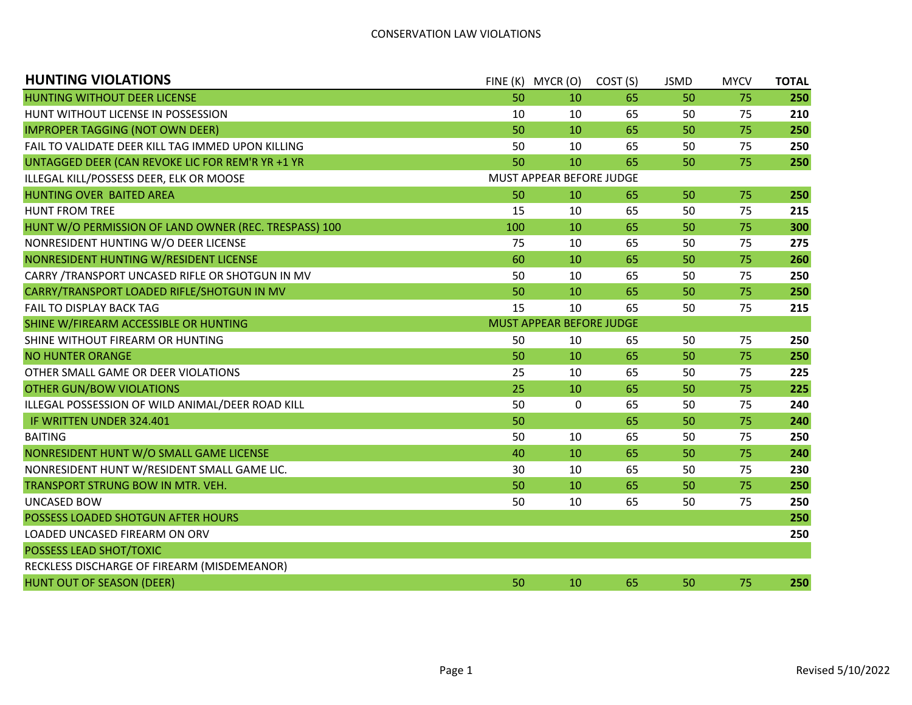CONSERVATION LAW VIOLATIONS

| HUNTING VIOLATIONS | FINE (K) | MYCR (O) | COST (S) | JSMD | MYCV | TOTAL |
|---|---|---|---|---|---|---|
| HUNTING WITHOUT DEER LICENSE | 50 | 10 | 65 | 50 | 75 | **250** |
| HUNT WITHOUT LICENSE IN POSSESSION | 10 | 10 | 65 | 50 | 75 | **210** |
| IMPROPER TAGGING (NOT OWN DEER) | 50 | 10 | 65 | 50 | 75 | **250** |
| FAIL TO VALIDATE DEER KILL TAG IMMED UPON KILLING | 50 | 10 | 65 | 50 | 75 | **250** |
| UNTAGGED DEER (CAN REVOKE LIC FOR REM'R YR +1 YR | 50 | 10 | 65 | 50 | 75 | **250** |
| ILLEGAL KILL/POSSESS DEER, ELK OR MOOSE | MUST APPEAR BEFORE JUDGE | | | | | |
| HUNTING OVER BAITED AREA | 50 | 10 | 65 | 50 | 75 | **250** |
| HUNT FROM TREE | 15 | 10 | 65 | 50 | 75 | **215** |
| HUNT W/O PERMISSION OF LAND OWNER (REC. TRESPASS) 100 | 100 | 10 | 65 | 50 | 75 | **300** |
| NONRESIDENT HUNTING W/O DEER LICENSE | 75 | 10 | 65 | 50 | 75 | **275** |
| NONRESIDENT HUNTING W/RESIDENT LICENSE | 60 | 10 | 65 | 50 | 75 | **260** |
| CARRY /TRANSPORT UNCASED RIFLE OR SHOTGUN IN MV | 50 | 10 | 65 | 50 | 75 | **250** |
| CARRY/TRANSPORT LOADED RIFLE/SHOTGUN IN MV | 50 | 10 | 65 | 50 | 75 | **250** |
| FAIL TO DISPLAY BACK TAG | 15 | 10 | 65 | 50 | 75 | **215** |
| SHINE W/FIREARM ACCESSIBLE OR HUNTING | MUST APPEAR BEFORE JUDGE | | | | | |
| SHINE WITHOUT FIREARM OR HUNTING | 50 | 10 | 65 | 50 | 75 | **250** |
| NO HUNTER ORANGE | 50 | 10 | 65 | 50 | 75 | **250** |
| OTHER SMALL GAME OR DEER VIOLATIONS | 25 | 10 | 65 | 50 | 75 | **225** |
| OTHER GUN/BOW VIOLATIONS | 25 | 10 | 65 | 50 | 75 | **225** |
| ILLEGAL POSSESSION OF WILD ANIMAL/DEER ROAD KILL | 50 | 0 | 65 | 50 | 75 | **240** |
| IF WRITTEN UNDER 324.401 | 50 | | 65 | 50 | 75 | **240** |
| BAITING | 50 | 10 | 65 | 50 | 75 | **250** |
| NONRESIDENT HUNT W/O SMALL GAME LICENSE | 40 | 10 | 65 | 50 | 75 | **240** |
| NONRESIDENT HUNT W/RESIDENT SMALL GAME LIC. | 30 | 10 | 65 | 50 | 75 | **230** |
| TRANSPORT STRUNG BOW IN MTR. VEH. | 50 | 10 | 65 | 50 | 75 | **250** |
| UNCASED BOW | 50 | 10 | 65 | 50 | 75 | **250** |
| POSSESS LOADED SHOTGUN AFTER HOURS | | | | | | **250** |
| LOADED UNCASED FIREARM ON ORV | | | | | | **250** |
| POSSESS LEAD SHOT/TOXIC | | | | | | |
| RECKLESS DISCHARGE OF FIREARM (MISDEMEANOR) | | | | | | |
| HUNT OUT OF SEASON (DEER) | 50 | 10 | 65 | 50 | 75 | **250** |

Revised 5/10/2022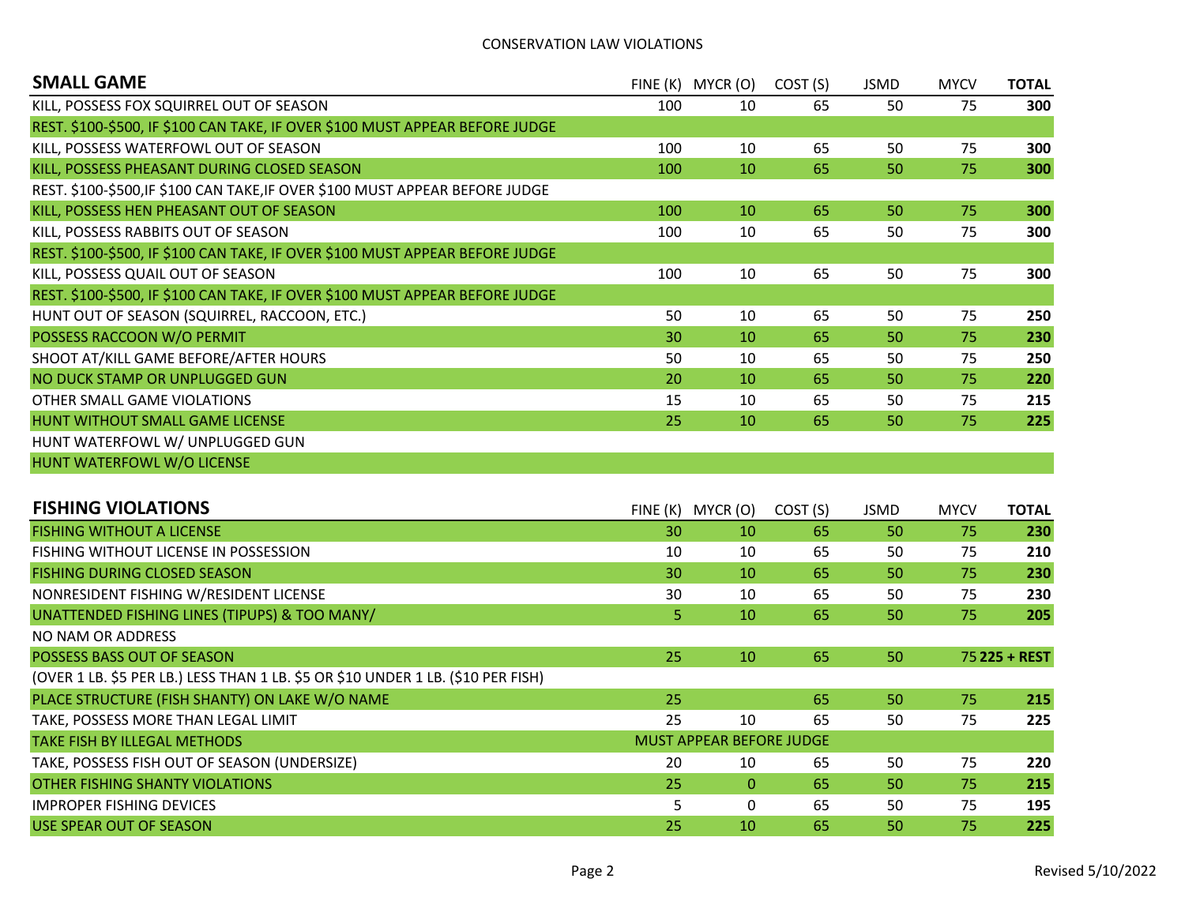CONSERVATION LAW VIOLATIONS

## SMALL GAME

| SMALL GAME | FINE (K) | MYCR (O) | COST (S) | JSMD | MYCV | TOTAL |
|---|---|---|---|---|---|---|
| KILL, POSSESS FOX SQUIRREL OUT OF SEASON | 100 | 10 | 65 | 50 | 75 | **300** |
| REST. \$100-\$500, IF \$100 CAN TAKE, IF OVER \$100 MUST APPEAR BEFORE JUDGE | | | | | | |
| KILL, POSSESS WATERFOWL OUT OF SEASON | 100 | 10 | 65 | 50 | 75 | **300** |
| KILL, POSSESS PHEASANT DURING CLOSED SEASON | 100 | 10 | 65 | 50 | 75 | **300** |
| REST. \$100-\$500,IF \$100 CAN TAKE,IF OVER \$100 MUST APPEAR BEFORE JUDGE | | | | | | |
| KILL, POSSESS HEN PHEASANT OUT OF SEASON | 100 | 10 | 65 | 50 | 75 | **300** |
| KILL, POSSESS RABBITS OUT OF SEASON | 100 | 10 | 65 | 50 | 75 | **300** |
| REST. \$100-\$500, IF \$100 CAN TAKE, IF OVER \$100 MUST APPEAR BEFORE JUDGE | | | | | | |
| KILL, POSSESS QUAIL OUT OF SEASON | 100 | 10 | 65 | 50 | 75 | **300** |
| REST. \$100-\$500, IF \$100 CAN TAKE, IF OVER \$100 MUST APPEAR BEFORE JUDGE | | | | | | |
| HUNT OUT OF SEASON (SQUIRREL, RACCOON, ETC.) | 50 | 10 | 65 | 50 | 75 | **250** |
| POSSESS RACCOON W/O PERMIT | 30 | 10 | 65 | 50 | 75 | **230** |
| SHOOT AT/KILL GAME BEFORE/AFTER HOURS | 50 | 10 | 65 | 50 | 75 | **250** |
| NO DUCK STAMP OR UNPLUGGED GUN | 20 | 10 | 65 | 50 | 75 | **220** |
| OTHER SMALL GAME VIOLATIONS | 15 | 10 | 65 | 50 | 75 | **215** |
| HUNT WITHOUT SMALL GAME LICENSE | 25 | 10 | 65 | 50 | 75 | **225** |
| HUNT WATERFOWL W/ UNPLUGGED GUN | | | | | | |
| HUNT WATERFOWL W/O LICENSE | | | | | | |

## FISHING VIOLATIONS

| FISHING VIOLATIONS | FINE (K) | MYCR (O) | COST (S) | JSMD | MYCV | TOTAL |
|---|---|---|---|---|---|---|
| FISHING WITHOUT A LICENSE | 30 | 10 | 65 | 50 | 75 | **230** |
| FISHING WITHOUT LICENSE IN POSSESSION | 10 | 10 | 65 | 50 | 75 | **210** |
| FISHING DURING CLOSED SEASON | 30 | 10 | 65 | 50 | 75 | **230** |
| NONRESIDENT FISHING W/RESIDENT LICENSE | 30 | 10 | 65 | 50 | 75 | **230** |
| UNATTENDED FISHING LINES (TIPUPS) & TOO MANY/ | 5 | 10 | 65 | 50 | 75 | **205** |
| NO NAM OR ADDRESS | | | | | | |
| POSSESS BASS OUT OF SEASON | 25 | 10 | 65 | 50 | 75 | **225 + REST** |
| (OVER 1 LB. \$5 PER LB.) LESS THAN 1 LB. \$5 OR \$10 UNDER 1 LB. (\$10 PER FISH) | | | | | | |
| PLACE STRUCTURE (FISH SHANTY) ON LAKE W/O NAME | 25 | | 65 | 50 | 75 | **215** |
| TAKE, POSSESS MORE THAN LEGAL LIMIT | 25 | 10 | 65 | 50 | 75 | **225** |
| TAKE FISH BY ILLEGAL METHODS | MUST APPEAR BEFORE JUDGE | | | | | |
| TAKE, POSSESS FISH OUT OF SEASON (UNDERSIZE) | 20 | 10 | 65 | 50 | 75 | **220** |
| OTHER FISHING SHANTY VIOLATIONS | 25 | 0 | 65 | 50 | 75 | **215** |
| IMPROPER FISHING DEVICES | 5 | 0 | 65 | 50 | 75 | **195** |
| USE SPEAR OUT OF SEASON | 25 | 10 | 65 | 50 | 75 | **225** |

Revised 5/10/2022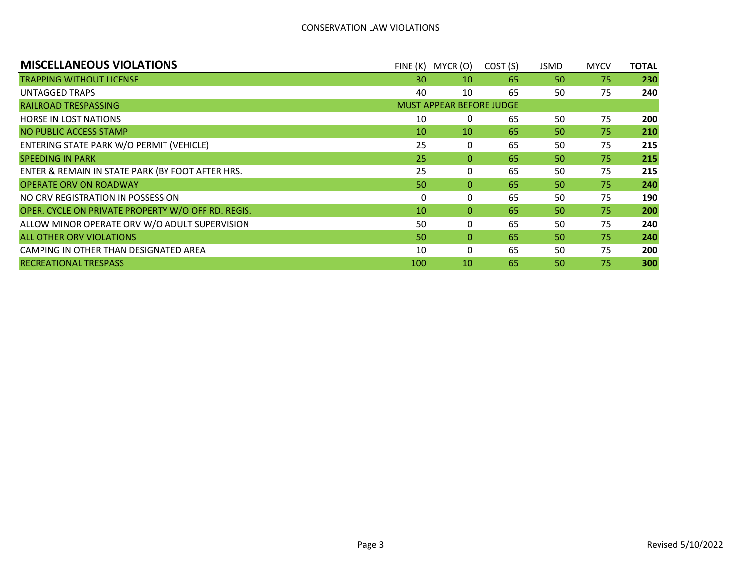CONSERVATION LAW VIOLATIONS

| MISCELLANEOUS VIOLATIONS | FINE (K) | MYCR (O) | COST (S) | JSMD | MYCV | TOTAL |
|---|---|---|---|---|---|---|
| TRAPPING WITHOUT LICENSE | 30 | 10 | 65 | 50 | 75 | **230** |
| UNTAGGED TRAPS | 40 | 10 | 65 | 50 | 75 | **240** |
| RAILROAD TRESPASSING | MUST APPEAR BEFORE JUDGE | | | | | |
| HORSE IN LOST NATIONS | 10 | 0 | 65 | 50 | 75 | **200** |
| NO PUBLIC ACCESS STAMP | 10 | 10 | 65 | 50 | 75 | **210** |
| ENTERING STATE PARK W/O PERMIT (VEHICLE) | 25 | 0 | 65 | 50 | 75 | **215** |
| SPEEDING IN PARK | 25 | 0 | 65 | 50 | 75 | **215** |
| ENTER & REMAIN IN STATE PARK (BY FOOT AFTER HRS. | 25 | 0 | 65 | 50 | 75 | **215** |
| OPERATE ORV ON ROADWAY | 50 | 0 | 65 | 50 | 75 | **240** |
| NO ORV REGISTRATION IN POSSESSION | 0 | 0 | 65 | 50 | 75 | **190** |
| OPER. CYCLE ON PRIVATE PROPERTY W/O OFF RD. REGIS. | 10 | 0 | 65 | 50 | 75 | **200** |
| ALLOW MINOR OPERATE ORV W/O ADULT SUPERVISION | 50 | 0 | 65 | 50 | 75 | **240** |
| ALL OTHER ORV VIOLATIONS | 50 | 0 | 65 | 50 | 75 | **240** |
| CAMPING IN OTHER THAN DESIGNATED AREA | 10 | 0 | 65 | 50 | 75 | **200** |
| RECREATIONAL TRESPASS | 100 | 10 | 65 | 50 | 75 | **300** |

Revised 5/10/2022